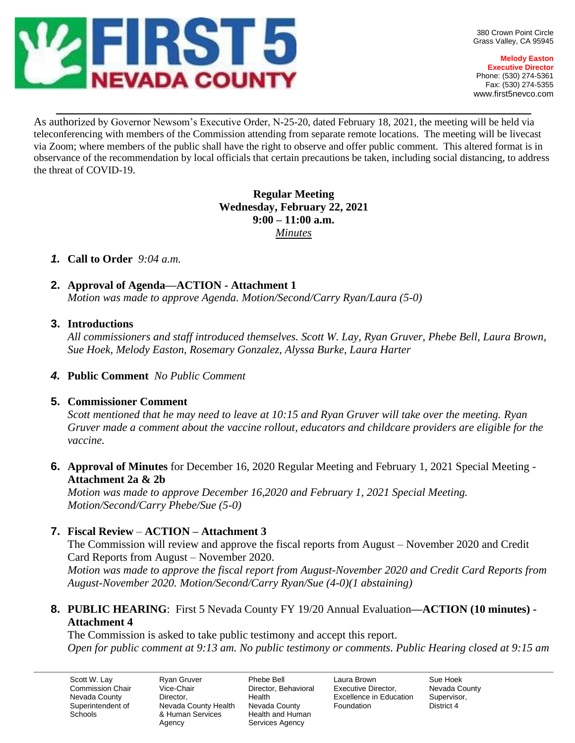# FIRST 5 NEVADA COUNTY

380 Crown Point Circle
Grass Valley, CA 95945

**Melody Easton**
**Executive Director**
Phone: (530) 274-5361
Fax: (530) 274-5355
www.first5nevco.com

As authorized by Governor Newsom's Executive Order, N-25-20, dated February 18, 2021, the meeting will be held via teleconferencing with members of the Commission attending from separate remote locations. The meeting will be livecast via Zoom; where members of the public shall have the right to observe and offer public comment. This altered format is in observance of the recommendation by local officials that certain precautions be taken, including social distancing, to address the threat of COVID-19.

**Regular Meeting**
**Wednesday, February 22, 2021**
**9:00 – 11:00 a.m.**
*Minutes*

1. **Call to Order** *9:04 a.m.*

2. **Approval of Agenda—ACTION - Attachment 1**
   *Motion was made to approve Agenda. Motion/Second/Carry Ryan/Laura (5-0)*

3. **Introductions**
   *All commissioners and staff introduced themselves. Scott W. Lay, Ryan Gruver, Phebe Bell, Laura Brown, Sue Hoek, Melody Easton, Rosemary Gonzalez, Alyssa Burke, Laura Harter*

4. **Public Comment** *No Public Comment*

5. **Commissioner Comment**
   *Scott mentioned that he may need to leave at 10:15 and Ryan Gruver will take over the meeting. Ryan Gruver made a comment about the vaccine rollout, educators and childcare providers are eligible for the vaccine.*

6. **Approval of Minutes** for December 16, 2020 Regular Meeting and February 1, 2021 Special Meeting - **Attachment 2a & 2b**
   *Motion was made to approve December 16,2020 and February 1, 2021 Special Meeting. Motion/Second/Carry Phebe/Sue (5-0)*

7. **Fiscal Review** – **ACTION – Attachment 3**
   The Commission will review and approve the fiscal reports from August – November 2020 and Credit Card Reports from August – November 2020.
   *Motion was made to approve the fiscal report from August-November 2020 and Credit Card Reports from August-November 2020. Motion/Second/Carry Ryan/Sue (4-0)(1 abstaining)*

8. **PUBLIC HEARING**: First 5 Nevada County FY 19/20 Annual Evaluation**—ACTION (10 minutes) - Attachment 4**
   The Commission is asked to take public testimony and accept this report.
   *Open for public comment at 9:13 am. No public testimony or comments. Public Hearing closed at 9:15 am*

| Scott W. Lay | Ryan Gruver | Phebe Bell | Laura Brown | Sue Hoek |
|---|---|---|---|---|
| Commission Chair | Vice-Chair | Director, Behavioral Health | Executive Director, Excellence in Education Foundation | Nevada County Supervisor, District 4 |
| Nevada County Superintendent of Schools | Director, Nevada County Health & Human Services Agency | Nevada County Health and Human Services Agency | | |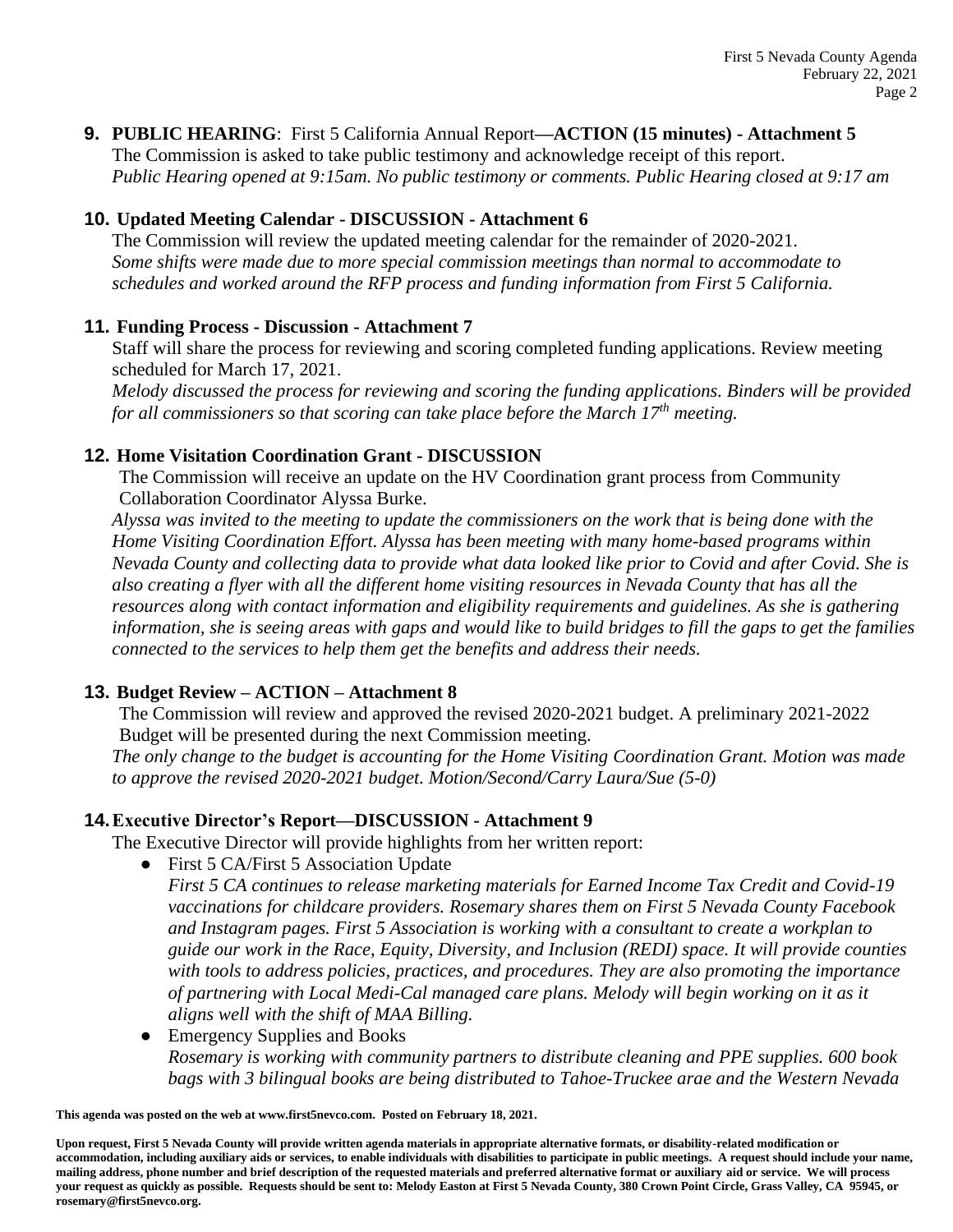**9. PUBLIC HEARING**: First 5 California Annual Report**—ACTION (15 minutes) - Attachment 5**
The Commission is asked to take public testimony and acknowledge receipt of this report.
*Public Hearing opened at 9:15am. No public testimony or comments. Public Hearing closed at 9:17 am*

**10. Updated Meeting Calendar - DISCUSSION - Attachment 6**
The Commission will review the updated meeting calendar for the remainder of 2020-2021.
*Some shifts were made due to more special commission meetings than normal to accommodate to schedules and worked around the RFP process and funding information from First 5 California.*

**11. Funding Process - Discussion - Attachment 7**
Staff will share the process for reviewing and scoring completed funding applications. Review meeting scheduled for March 17, 2021.
*Melody discussed the process for reviewing and scoring the funding applications. Binders will be provided for all commissioners so that scoring can take place before the March 17th meeting.*

**12. Home Visitation Coordination Grant - DISCUSSION**
The Commission will receive an update on the HV Coordination grant process from Community Collaboration Coordinator Alyssa Burke.
*Alyssa was invited to the meeting to update the commissioners on the work that is being done with the Home Visiting Coordination Effort. Alyssa has been meeting with many home-based programs within Nevada County and collecting data to provide what data looked like prior to Covid and after Covid. She is also creating a flyer with all the different home visiting resources in Nevada County that has all the resources along with contact information and eligibility requirements and guidelines. As she is gathering information, she is seeing areas with gaps and would like to build bridges to fill the gaps to get the families connected to the services to help them get the benefits and address their needs.*

**13. Budget Review – ACTION – Attachment 8**
The Commission will review and approved the revised 2020-2021 budget. A preliminary 2021-2022 Budget will be presented during the next Commission meeting.
*The only change to the budget is accounting for the Home Visiting Coordination Grant. Motion was made to approve the revised 2020-2021 budget. Motion/Second/Carry Laura/Sue (5-0)*

**14. Executive Director's Report—DISCUSSION - Attachment 9**
The Executive Director will provide highlights from her written report:

- First 5 CA/First 5 Association Update
  *First 5 CA continues to release marketing materials for Earned Income Tax Credit and Covid-19 vaccinations for childcare providers. Rosemary shares them on First 5 Nevada County Facebook and Instagram pages. First 5 Association is working with a consultant to create a workplan to guide our work in the Race, Equity, Diversity, and Inclusion (REDI) space. It will provide counties with tools to address policies, practices, and procedures. They are also promoting the importance of partnering with Local Medi-Cal managed care plans. Melody will begin working on it as it aligns well with the shift of MAA Billing.*
- Emergency Supplies and Books
  *Rosemary is working with community partners to distribute cleaning and PPE supplies. 600 book bags with 3 bilingual books are being distributed to Tahoe-Truckee arae and the Western Nevada*

**This agenda was posted on the web at www.first5nevco.com. Posted on February 18, 2021.**

**Upon request, First 5 Nevada County will provide written agenda materials in appropriate alternative formats, or disability-related modification or accommodation, including auxiliary aids or services, to enable individuals with disabilities to participate in public meetings. A request should include your name, mailing address, phone number and brief description of the requested materials and preferred alternative format or auxiliary aid or service. We will process your request as quickly as possible. Requests should be sent to: Melody Easton at First 5 Nevada County, 380 Crown Point Circle, Grass Valley, CA 95945, or rosemary@first5nevco.org.**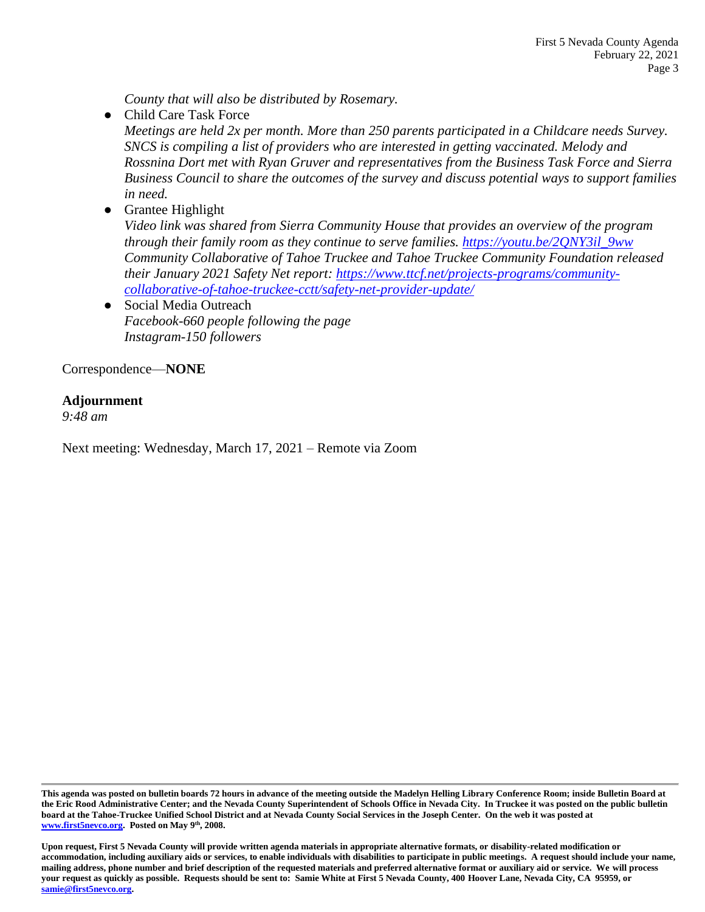*County that will also be distributed by Rosemary.*

- Child Care Task Force
  *Meetings are held 2x per month. More than 250 parents participated in a Childcare needs Survey. SNCS is compiling a list of providers who are interested in getting vaccinated. Melody and Rossnina Dort met with Ryan Gruver and representatives from the Business Task Force and Sierra Business Council to share the outcomes of the survey and discuss potential ways to support families in need.*
- Grantee Highlight
  *Video link was shared from Sierra Community House that provides an overview of the program through their family room as they continue to serve families. [https://youtu.be/2QNY3il_9ww](https://youtu.be/2QNY3il_9ww)*
  *Community Collaborative of Tahoe Truckee and Tahoe Truckee Community Foundation released their January 2021 Safety Net report: [https://www.ttcf.net/projects-programs/community-collaborative-of-tahoe-truckee-cctt/safety-net-provider-update/](https://www.ttcf.net/projects-programs/community-collaborative-of-tahoe-truckee-cctt/safety-net-provider-update/)*
- Social Media Outreach
  *Facebook-660 people following the page*
  *Instagram-150 followers*

Correspondence—**NONE**

**Adjournment**
*9:48 am*

Next meeting: Wednesday, March 17, 2021 – Remote via Zoom

**This agenda was posted on bulletin boards 72 hours in advance of the meeting outside the Madelyn Helling Library Conference Room; inside Bulletin Board at the Eric Rood Administrative Center; and the Nevada County Superintendent of Schools Office in Nevada City. In Truckee it was posted on the public bulletin board at the Tahoe-Truckee Unified School District and at Nevada County Social Services in the Joseph Center. On the web it was posted at [www.first5nevco.org](http://www.first5nevco.org). Posted on May 9th, 2008.**

**Upon request, First 5 Nevada County will provide written agenda materials in appropriate alternative formats, or disability-related modification or accommodation, including auxiliary aids or services, to enable individuals with disabilities to participate in public meetings. A request should include your name, mailing address, phone number and brief description of the requested materials and preferred alternative format or auxiliary aid or service. We will process your request as quickly as possible. Requests should be sent to: Samie White at First 5 Nevada County, 400 Hoover Lane, Nevada City, CA 95959, or [samie@first5nevco.org](mailto:samie@first5nevco.org).**